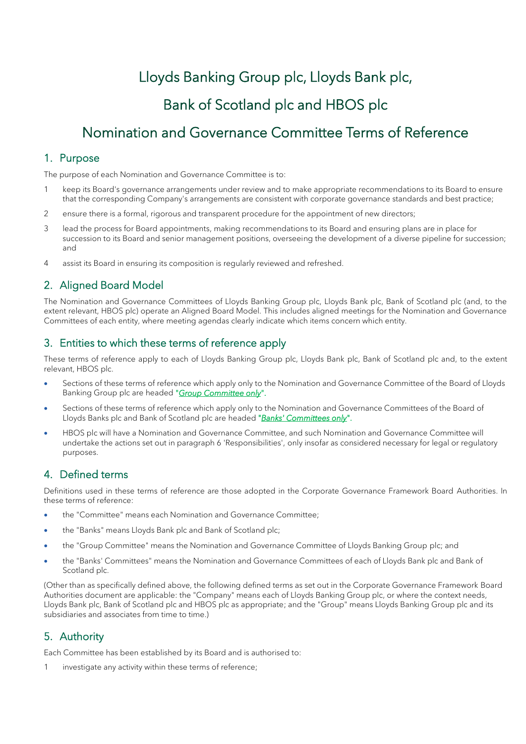# Lloyds Banking Group plc, Lloyds Bank plc,

# Bank of Scotland plc and HBOS plc

# Nomination and Governance Committee Terms of Reference

## 1. Purpose

The purpose of each Nomination and Governance Committee is to:

1. keep its Board's governance arrangements under review and to make appropriate recommendations to its Board to ensure that the corresponding Company's arrangements are consistent with corporate governance standards and best practice;
2. ensure there is a formal, rigorous and transparent procedure for the appointment of new directors;
3. lead the process for Board appointments, making recommendations to its Board and ensuring plans are in place for succession to its Board and senior management positions, overseeing the development of a diverse pipeline for succession; and
4. assist its Board in ensuring its composition is regularly reviewed and refreshed.

## 2. Aligned Board Model

The Nomination and Governance Committees of Lloyds Banking Group plc, Lloyds Bank plc, Bank of Scotland plc (and, to the extent relevant, HBOS plc) operate an Aligned Board Model. This includes aligned meetings for the Nomination and Governance Committees of each entity, where meeting agendas clearly indicate which items concern which entity.

## 3. Entities to which these terms of reference apply

These terms of reference apply to each of Lloyds Banking Group plc, Lloyds Bank plc, Bank of Scotland plc and, to the extent relevant, HBOS plc.

- Sections of these terms of reference which apply only to the Nomination and Governance Committee of the Board of Lloyds Banking Group plc are headed "*Group Committee only*".
- Sections of these terms of reference which apply only to the Nomination and Governance Committees of the Board of Lloyds Banks plc and Bank of Scotland plc are headed "*Banks' Committees only*".
- HBOS plc will have a Nomination and Governance Committee, and such Nomination and Governance Committee will undertake the actions set out in paragraph 6 'Responsibilities', only insofar as considered necessary for legal or regulatory purposes.

## 4. Defined terms

Definitions used in these terms of reference are those adopted in the Corporate Governance Framework Board Authorities. In these terms of reference:

- the "Committee" means each Nomination and Governance Committee;
- the "Banks" means Lloyds Bank plc and Bank of Scotland plc;
- the "Group Committee" means the Nomination and Governance Committee of Lloyds Banking Group plc; and
- the "Banks' Committees" means the Nomination and Governance Committees of each of Lloyds Bank plc and Bank of Scotland plc.

(Other than as specifically defined above, the following defined terms as set out in the Corporate Governance Framework Board Authorities document are applicable: the "Company" means each of Lloyds Banking Group plc, or where the context needs, Lloyds Bank plc, Bank of Scotland plc and HBOS plc as appropriate; and the "Group" means Lloyds Banking Group plc and its subsidiaries and associates from time to time.)

## 5. Authority

Each Committee has been established by its Board and is authorised to:

1. investigate any activity within these terms of reference;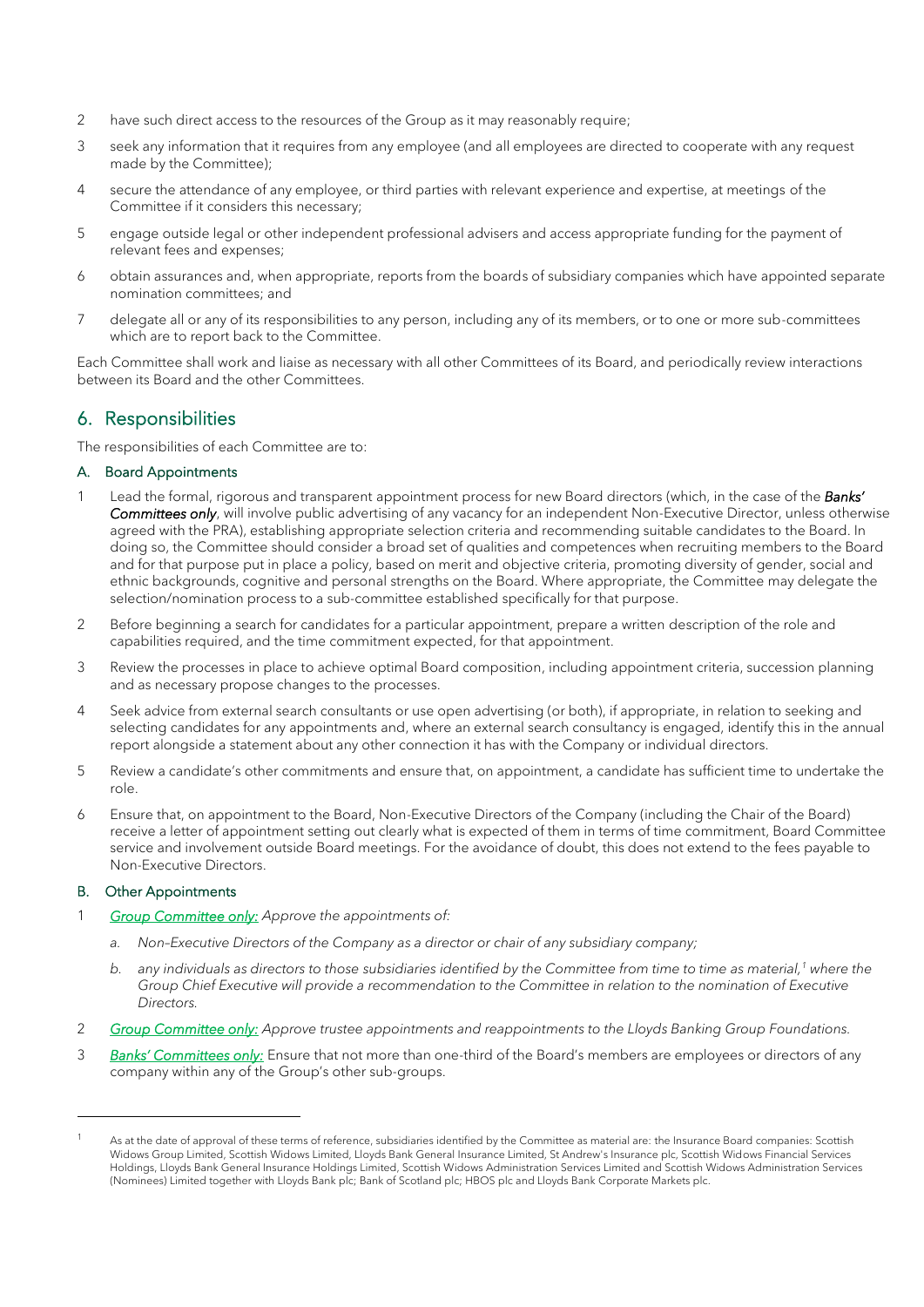2 have such direct access to the resources of the Group as it may reasonably require;

3 seek any information that it requires from any employee (and all employees are directed to cooperate with any request made by the Committee);

4 secure the attendance of any employee, or third parties with relevant experience and expertise, at meetings of the Committee if it considers this necessary;

5 engage outside legal or other independent professional advisers and access appropriate funding for the payment of relevant fees and expenses;

6 obtain assurances and, when appropriate, reports from the boards of subsidiary companies which have appointed separate nomination committees; and

7 delegate all or any of its responsibilities to any person, including any of its members, or to one or more sub-committees which are to report back to the Committee.

Each Committee shall work and liaise as necessary with all other Committees of its Board, and periodically review interactions between its Board and the other Committees.

## 6. Responsibilities

The responsibilities of each Committee are to:

### A. Board Appointments

1 Lead the formal, rigorous and transparent appointment process for new Board directors (which, in the case of the ***Banks' Committees only***, will involve public advertising of any vacancy for an independent Non-Executive Director, unless otherwise agreed with the PRA), establishing appropriate selection criteria and recommending suitable candidates to the Board. In doing so, the Committee should consider a broad set of qualities and competences when recruiting members to the Board and for that purpose put in place a policy, based on merit and objective criteria, promoting diversity of gender, social and ethnic backgrounds, cognitive and personal strengths on the Board. Where appropriate, the Committee may delegate the selection/nomination process to a sub-committee established specifically for that purpose.

2 Before beginning a search for candidates for a particular appointment, prepare a written description of the role and capabilities required, and the time commitment expected, for that appointment.

3 Review the processes in place to achieve optimal Board composition, including appointment criteria, succession planning and as necessary propose changes to the processes.

4 Seek advice from external search consultants or use open advertising (or both), if appropriate, in relation to seeking and selecting candidates for any appointments and, where an external search consultancy is engaged, identify this in the annual report alongside a statement about any other connection it has with the Company or individual directors.

5 Review a candidate's other commitments and ensure that, on appointment, a candidate has sufficient time to undertake the role.

6 Ensure that, on appointment to the Board, Non-Executive Directors of the Company (including the Chair of the Board) receive a letter of appointment setting out clearly what is expected of them in terms of time commitment, Board Committee service and involvement outside Board meetings. For the avoidance of doubt, this does not extend to the fees payable to Non-Executive Directors.

### B. Other Appointments

1 *Group Committee only: Approve the appointments of:*

   a. *Non–Executive Directors of the Company as a director or chair of any subsidiary company;*

   b. *any individuals as directors to those subsidiaries identified by the Committee from time to time as material,[1] where the Group Chief Executive will provide a recommendation to the Committee in relation to the nomination of Executive Directors.*

2 *Group Committee only: Approve trustee appointments and reappointments to the Lloyds Banking Group Foundations.*

3 *Banks' Committees only:* Ensure that not more than one-third of the Board's members are employees or directors of any company within any of the Group's other sub-groups.

---

[1] As at the date of approval of these terms of reference, subsidiaries identified by the Committee as material are: the Insurance Board companies: Scottish Widows Group Limited, Scottish Widows Limited, Lloyds Bank General Insurance Limited, St Andrew's Insurance plc, Scottish Widows Financial Services Holdings, Lloyds Bank General Insurance Holdings Limited, Scottish Widows Administration Services Limited and Scottish Widows Administration Services (Nominees) Limited together with Lloyds Bank plc; Bank of Scotland plc; HBOS plc and Lloyds Bank Corporate Markets plc.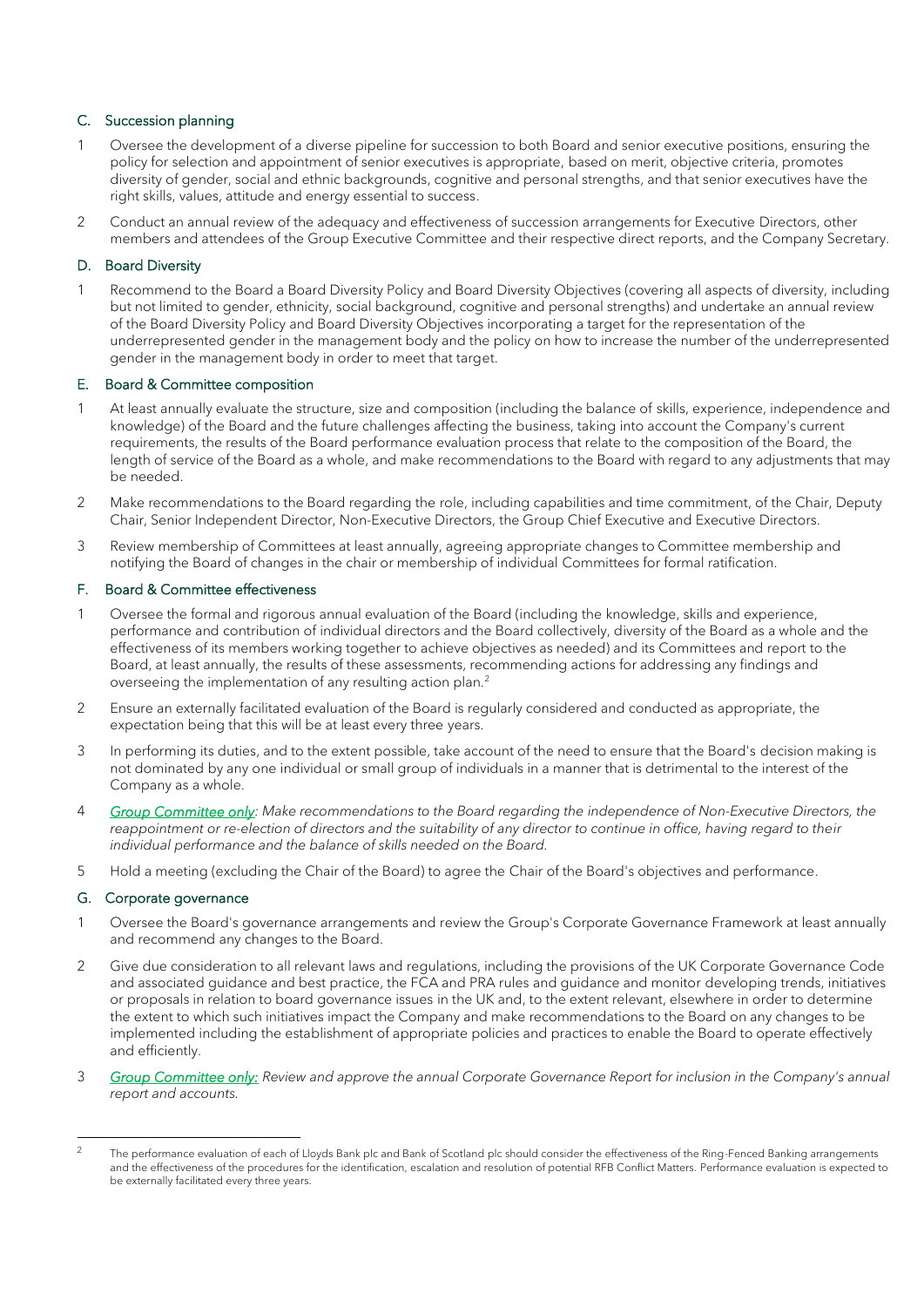## C. Succession planning

1. Oversee the development of a diverse pipeline for succession to both Board and senior executive positions, ensuring the policy for selection and appointment of senior executives is appropriate, based on merit, objective criteria, promotes diversity of gender, social and ethnic backgrounds, cognitive and personal strengths, and that senior executives have the right skills, values, attitude and energy essential to success.
2. Conduct an annual review of the adequacy and effectiveness of succession arrangements for Executive Directors, other members and attendees of the Group Executive Committee and their respective direct reports, and the Company Secretary.

## D. Board Diversity

1. Recommend to the Board a Board Diversity Policy and Board Diversity Objectives (covering all aspects of diversity, including but not limited to gender, ethnicity, social background, cognitive and personal strengths) and undertake an annual review of the Board Diversity Policy and Board Diversity Objectives incorporating a target for the representation of the underrepresented gender in the management body and the policy on how to increase the number of the underrepresented gender in the management body in order to meet that target.

## E. Board & Committee composition

1. At least annually evaluate the structure, size and composition (including the balance of skills, experience, independence and knowledge) of the Board and the future challenges affecting the business, taking into account the Company's current requirements, the results of the Board performance evaluation process that relate to the composition of the Board, the length of service of the Board as a whole, and make recommendations to the Board with regard to any adjustments that may be needed.
2. Make recommendations to the Board regarding the role, including capabilities and time commitment, of the Chair, Deputy Chair, Senior Independent Director, Non-Executive Directors, the Group Chief Executive and Executive Directors.
3. Review membership of Committees at least annually, agreeing appropriate changes to Committee membership and notifying the Board of changes in the chair or membership of individual Committees for formal ratification.

## F. Board & Committee effectiveness

1. Oversee the formal and rigorous annual evaluation of the Board (including the knowledge, skills and experience, performance and contribution of individual directors and the Board collectively, diversity of the Board as a whole and the effectiveness of its members working together to achieve objectives as needed) and its Committees and report to the Board, at least annually, the results of these assessments, recommending actions for addressing any findings and overseeing the implementation of any resulting action plan.[2]
2. Ensure an externally facilitated evaluation of the Board is regularly considered and conducted as appropriate, the expectation being that this will be at least every three years.
3. In performing its duties, and to the extent possible, take account of the need to ensure that the Board's decision making is not dominated by any one individual or small group of individuals in a manner that is detrimental to the interest of the Company as a whole.
4. *Group Committee only: Make recommendations to the Board regarding the independence of Non-Executive Directors, the reappointment or re-election of directors and the suitability of any director to continue in office, having regard to their individual performance and the balance of skills needed on the Board.*
5. Hold a meeting (excluding the Chair of the Board) to agree the Chair of the Board's objectives and performance.

## G. Corporate governance

1. Oversee the Board's governance arrangements and review the Group's Corporate Governance Framework at least annually and recommend any changes to the Board.
2. Give due consideration to all relevant laws and regulations, including the provisions of the UK Corporate Governance Code and associated guidance and best practice, the FCA and PRA rules and guidance and monitor developing trends, initiatives or proposals in relation to board governance issues in the UK and, to the extent relevant, elsewhere in order to determine the extent to which such initiatives impact the Company and make recommendations to the Board on any changes to be implemented including the establishment of appropriate policies and practices to enable the Board to operate effectively and efficiently.
3. *Group Committee only: Review and approve the annual Corporate Governance Report for inclusion in the Company's annual report and accounts.*

[2] The performance evaluation of each of Lloyds Bank plc and Bank of Scotland plc should consider the effectiveness of the Ring-Fenced Banking arrangements and the effectiveness of the procedures for the identification, escalation and resolution of potential RFB Conflict Matters. Performance evaluation is expected to be externally facilitated every three years.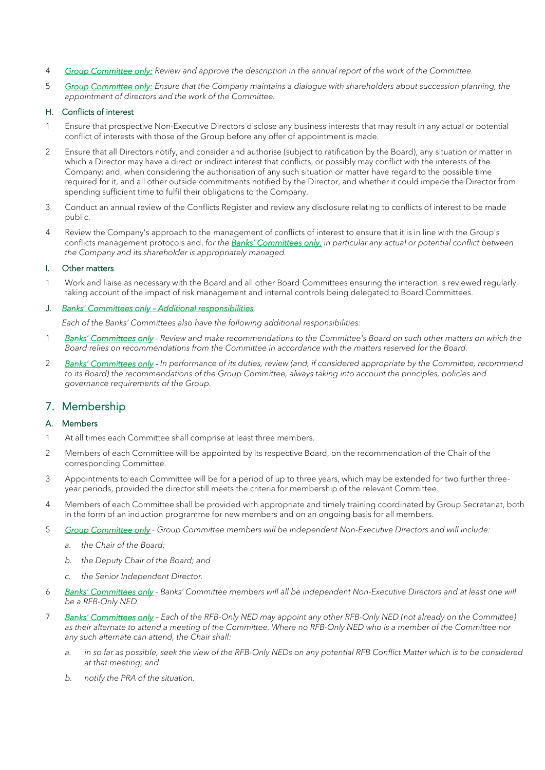4 *Group Committee only: Review and approve the description in the annual report of the work of the Committee.*

5 *Group Committee only: Ensure that the Company maintains a dialogue with shareholders about succession planning, the appointment of directors and the work of the Committee.*

### H. Conflicts of interest

1 Ensure that prospective Non-Executive Directors disclose any business interests that may result in any actual or potential conflict of interests with those of the Group before any offer of appointment is made.

2 Ensure that all Directors notify, and consider and authorise (subject to ratification by the Board), any situation or matter in which a Director may have a direct or indirect interest that conflicts, or possibly may conflict with the interests of the Company; and, when considering the authorisation of any such situation or matter have regard to the possible time required for it, and all other outside commitments notified by the Director, and whether it could impede the Director from spending sufficient time to fulfil their obligations to the Company.

3 Conduct an annual review of the Conflicts Register and review any disclosure relating to conflicts of interest to be made public.

4 Review the Company's approach to the management of conflicts of interest to ensure that it is in line with the Group's conflicts management protocols and, *for the Banks' Committees only, in particular any actual or potential conflict between the Company and its shareholder is appropriately managed.*

### I. Other matters

1 Work and liaise as necessary with the Board and all other Board Committees ensuring the interaction is reviewed regularly, taking account of the impact of risk management and internal controls being delegated to Board Committees.

### J. *Banks' Committees only – Additional responsibilities*

*Each of the Banks' Committees also have the following additional responsibilities:*

1 *Banks' Committees only - Review and make recommendations to the Committee's Board on such other matters on which the Board relies on recommendations from the Committee in accordance with the matters reserved for the Board.*

2 *Banks' Committees only - In performance of its duties, review (and, if considered appropriate by the Committee, recommend to its Board) the recommendations of the Group Committee, always taking into account the principles, policies and governance requirements of the Group.*

## 7. Membership

### A. Members

1 At all times each Committee shall comprise at least three members.

2 Members of each Committee will be appointed by its respective Board, on the recommendation of the Chair of the corresponding Committee.

3 Appointments to each Committee will be for a period of up to three years, which may be extended for two further three-year periods, provided the director still meets the criteria for membership of the relevant Committee.

4 Members of each Committee shall be provided with appropriate and timely training coordinated by Group Secretariat, both in the form of an induction programme for new members and on an ongoing basis for all members.

5 *Group Committee only - Group Committee members will be independent Non-Executive Directors and will include:*

- *a. the Chair of the Board;*
- *b. the Deputy Chair of the Board; and*
- *c. the Senior Independent Director.*

6 *Banks' Committees only - Banks' Committee members will all be independent Non-Executive Directors and at least one will be a RFB-Only NED.*

7 *Banks' Committees only – Each of the RFB-Only NED may appoint any other RFB-Only NED (not already on the Committee) as their alternate to attend a meeting of the Committee. Where no RFB-Only NED who is a member of the Committee nor any such alternate can attend, the Chair shall:*

- *a. in so far as possible, seek the view of the RFB-Only NEDs on any potential RFB Conflict Matter which is to be considered at that meeting; and*
- *b. notify the PRA of the situation.*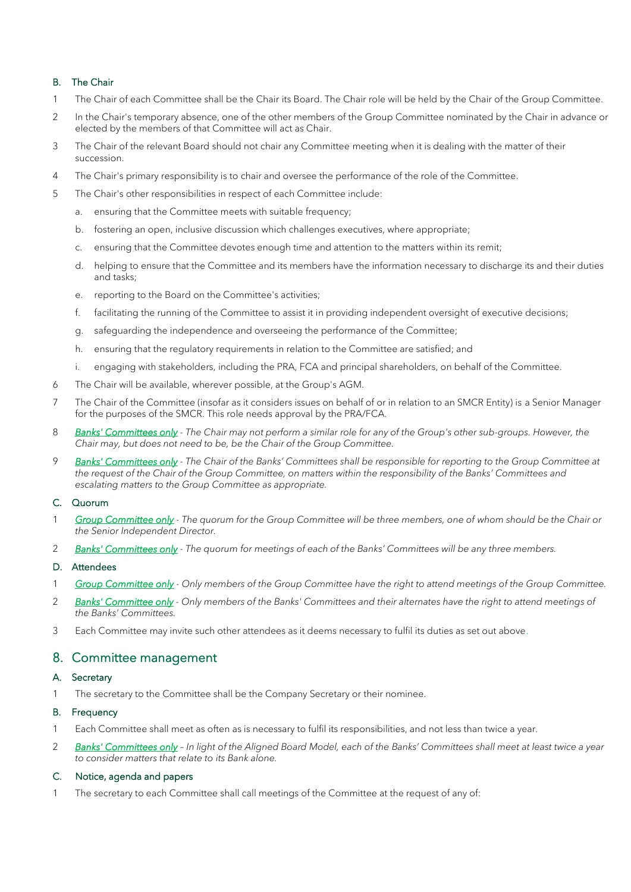### B. The Chair

1. The Chair of each Committee shall be the Chair its Board. The Chair role will be held by the Chair of the Group Committee.
2. In the Chair's temporary absence, one of the other members of the Group Committee nominated by the Chair in advance or elected by the members of that Committee will act as Chair.
3. The Chair of the relevant Board should not chair any Committee meeting when it is dealing with the matter of their succession.
4. The Chair's primary responsibility is to chair and oversee the performance of the role of the Committee.
5. The Chair's other responsibilities in respect of each Committee include:
   a. ensuring that the Committee meets with suitable frequency;
   b. fostering an open, inclusive discussion which challenges executives, where appropriate;
   c. ensuring that the Committee devotes enough time and attention to the matters within its remit;
   d. helping to ensure that the Committee and its members have the information necessary to discharge its and their duties and tasks;
   e. reporting to the Board on the Committee's activities;
   f. facilitating the running of the Committee to assist it in providing independent oversight of executive decisions;
   g. safeguarding the independence and overseeing the performance of the Committee;
   h. ensuring that the regulatory requirements in relation to the Committee are satisfied; and
   i. engaging with stakeholders, including the PRA, FCA and principal shareholders, on behalf of the Committee.
6. The Chair will be available, wherever possible, at the Group's AGM.
7. The Chair of the Committee (insofar as it considers issues on behalf of or in relation to an SMCR Entity) is a Senior Manager for the purposes of the SMCR. This role needs approval by the PRA/FCA.
8. *Banks' Committees only - The Chair may not perform a similar role for any of the Group's other sub-groups. However, the Chair may, but does not need to be, be the Chair of the Group Committee.*
9. *Banks' Committees only - The Chair of the Banks' Committees shall be responsible for reporting to the Group Committee at the request of the Chair of the Group Committee, on matters within the responsibility of the Banks' Committees and escalating matters to the Group Committee as appropriate.*

### C. Quorum

1. *Group Committee only - The quorum for the Group Committee will be three members, one of whom should be the Chair or the Senior Independent Director.*
2. *Banks' Committees only - The quorum for meetings of each of the Banks' Committees will be any three members.*

### D. Attendees

1. *Group Committee only - Only members of the Group Committee have the right to attend meetings of the Group Committee.*
2. *Banks' Committee only - Only members of the Banks' Committees and their alternates have the right to attend meetings of the Banks' Committees.*
3. Each Committee may invite such other attendees as it deems necessary to fulfil its duties as set out above.

## 8. Committee management

### A. Secretary

1. The secretary to the Committee shall be the Company Secretary or their nominee.

### B. Frequency

1. Each Committee shall meet as often as is necessary to fulfil its responsibilities, and not less than twice a year.
2. *Banks' Committees only – In light of the Aligned Board Model, each of the Banks' Committees shall meet at least twice a year to consider matters that relate to its Bank alone.*

### C. Notice, agenda and papers

1. The secretary to each Committee shall call meetings of the Committee at the request of any of: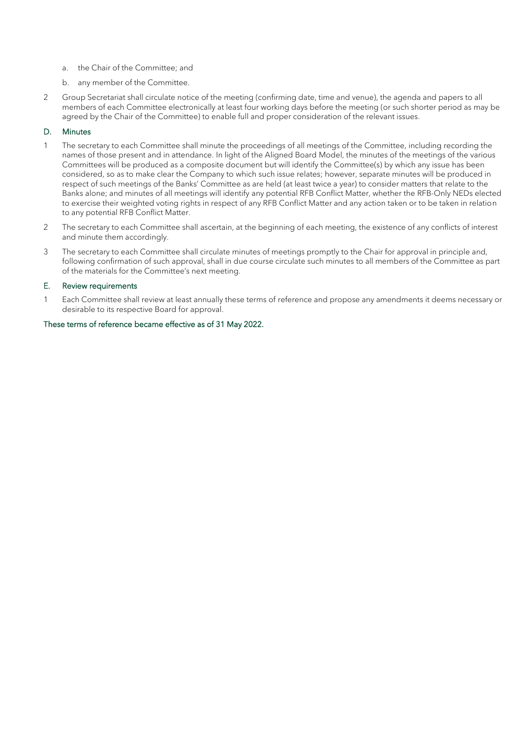a. the Chair of the Committee; and

b. any member of the Committee.

2 Group Secretariat shall circulate notice of the meeting (confirming date, time and venue), the agenda and papers to all members of each Committee electronically at least four working days before the meeting (or such shorter period as may be agreed by the Chair of the Committee) to enable full and proper consideration of the relevant issues.

## D. Minutes

1 The secretary to each Committee shall minute the proceedings of all meetings of the Committee, including recording the names of those present and in attendance. In light of the Aligned Board Model, the minutes of the meetings of the various Committees will be produced as a composite document but will identify the Committee(s) by which any issue has been considered, so as to make clear the Company to which such issue relates; however, separate minutes will be produced in respect of such meetings of the Banks' Committee as are held (at least twice a year) to consider matters that relate to the Banks alone; and minutes of all meetings will identify any potential RFB Conflict Matter, whether the RFB-Only NEDs elected to exercise their weighted voting rights in respect of any RFB Conflict Matter and any action taken or to be taken in relation to any potential RFB Conflict Matter.

2 The secretary to each Committee shall ascertain, at the beginning of each meeting, the existence of any conflicts of interest and minute them accordingly.

3 The secretary to each Committee shall circulate minutes of meetings promptly to the Chair for approval in principle and, following confirmation of such approval, shall in due course circulate such minutes to all members of the Committee as part of the materials for the Committee's next meeting.

## E. Review requirements

1 Each Committee shall review at least annually these terms of reference and propose any amendments it deems necessary or desirable to its respective Board for approval.

These terms of reference became effective as of 31 May 2022.